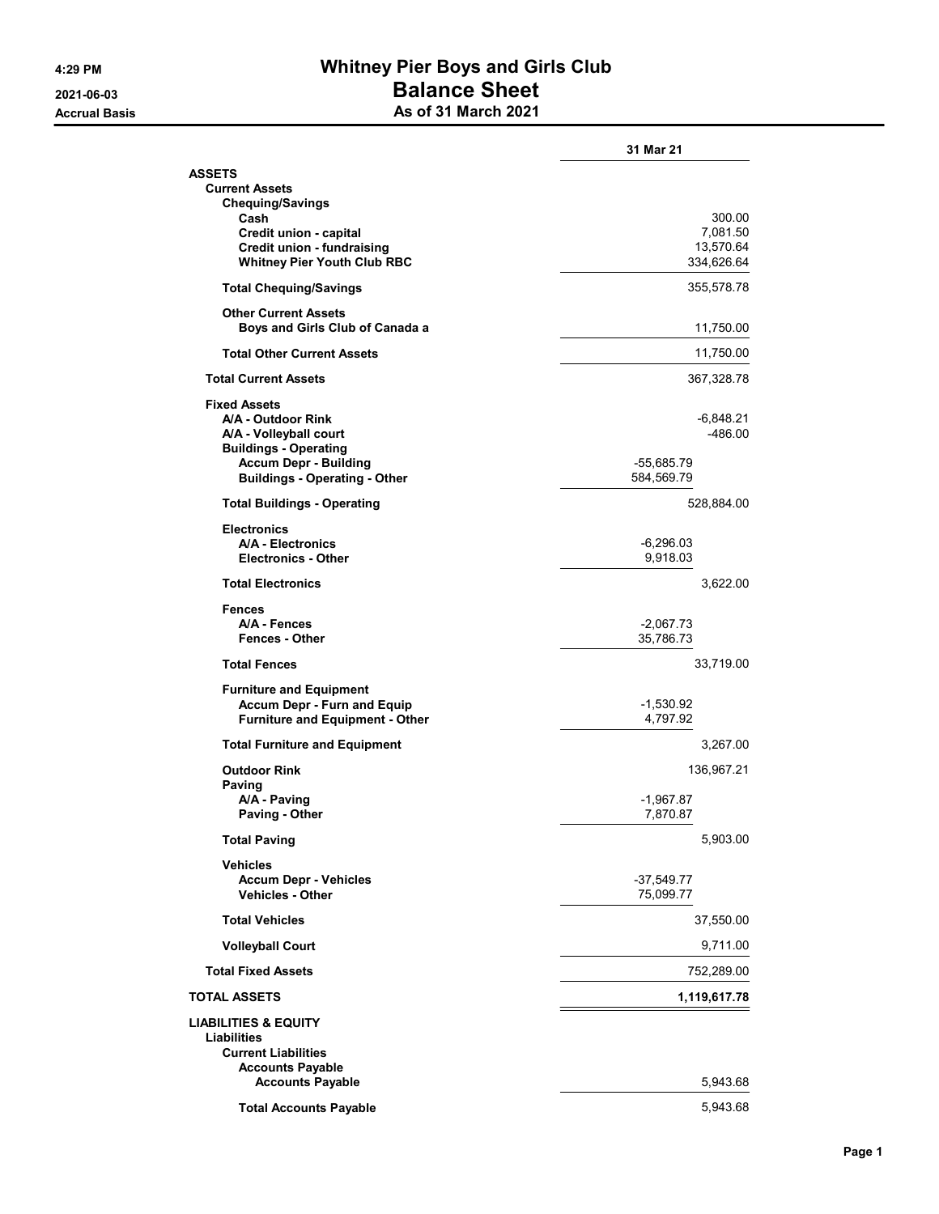# Whitney Pier Boys and Girls Club

## Balance Sheet

### As of 31 March 2021

4:29 PM
2021-06-03
Accrual Basis

| | | 31 Mar 21 |
|---|---|---|
| **ASSETS** | | |
| **Current Assets** | | |
| **Chequing/Savings** | | |
| **Cash** | | 300.00 |
| **Credit union - capital** | | 7,081.50 |
| **Credit union - fundraising** | | 13,570.64 |
| **Whitney Pier Youth Club RBC** | | 334,626.64 |
| **Total Chequing/Savings** | | 355,578.78 |
| **Other Current Assets** | | |
| **Boys and Girls Club of Canada a** | | 11,750.00 |
| **Total Other Current Assets** | | 11,750.00 |
| **Total Current Assets** | | 367,328.78 |
| **Fixed Assets** | | |
| **A/A - Outdoor Rink** | | -6,848.21 |
| **A/A - Volleyball court** | | -486.00 |
| **Buildings - Operating** | | |
| **Accum Depr - Building** | -55,685.79 | |
| **Buildings - Operating - Other** | 584,569.79 | |
| **Total Buildings - Operating** | | 528,884.00 |
| **Electronics** | | |
| **A/A - Electronics** | -6,296.03 | |
| **Electronics - Other** | 9,918.03 | |
| **Total Electronics** | | 3,622.00 |
| **Fences** | | |
| **A/A - Fences** | -2,067.73 | |
| **Fences - Other** | 35,786.73 | |
| **Total Fences** | | 33,719.00 |
| **Furniture and Equipment** | | |
| **Accum Depr - Furn and Equip** | -1,530.92 | |
| **Furniture and Equipment - Other** | 4,797.92 | |
| **Total Furniture and Equipment** | | 3,267.00 |
| **Outdoor Rink** | | 136,967.21 |
| **Paving** | | |
| **A/A - Paving** | -1,967.87 | |
| **Paving - Other** | 7,870.87 | |
| **Total Paving** | | 5,903.00 |
| **Vehicles** | | |
| **Accum Depr - Vehicles** | -37,549.77 | |
| **Vehicles - Other** | 75,099.77 | |
| **Total Vehicles** | | 37,550.00 |
| **Volleyball Court** | | 9,711.00 |
| **Total Fixed Assets** | | 752,289.00 |
| **TOTAL ASSETS** | | **1,119,617.78** |
| **LIABILITIES & EQUITY** | | |
| **Liabilities** | | |
| **Current Liabilities** | | |
| **Accounts Payable** | | |
| **Accounts Payable** | | 5,943.68 |
| **Total Accounts Payable** | | 5,943.68 |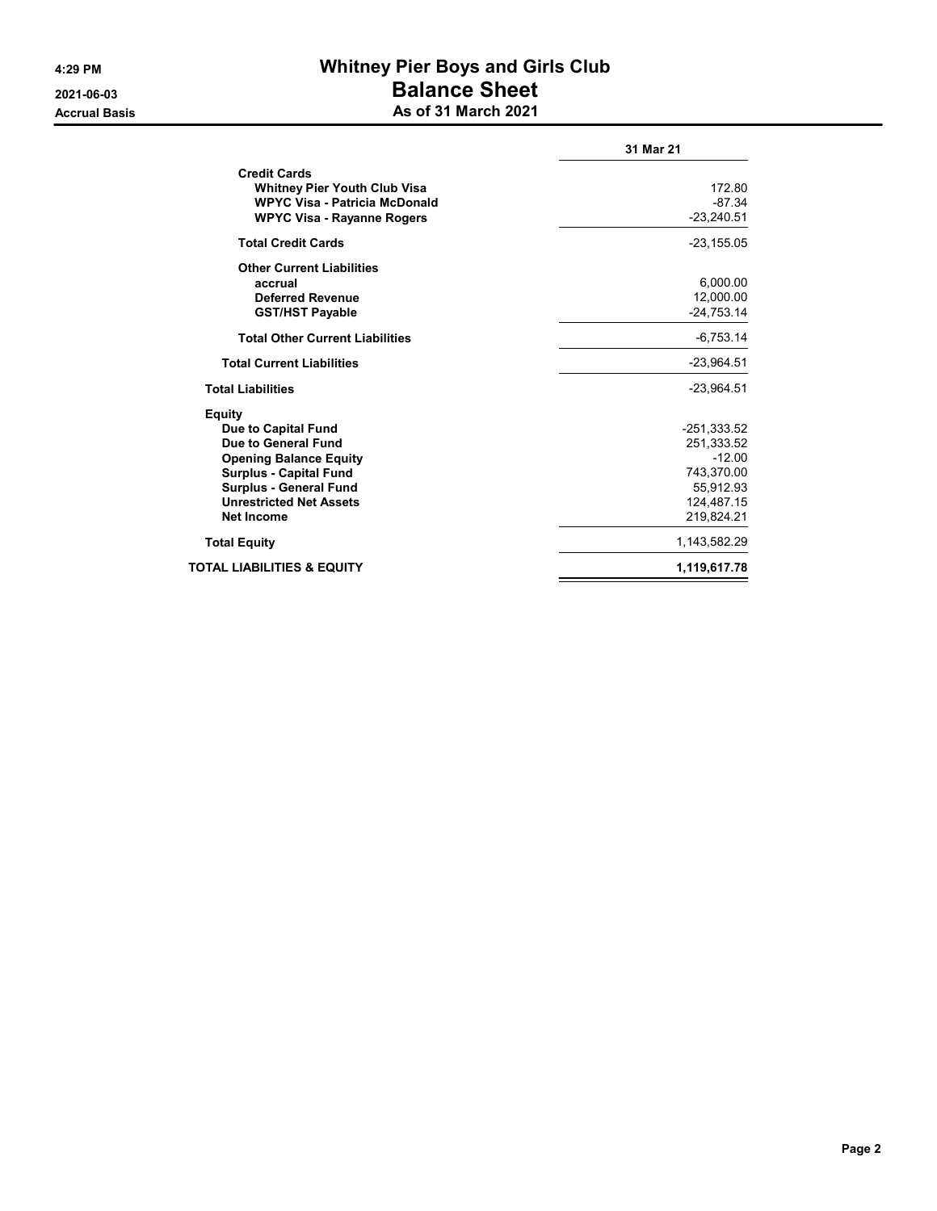# Whitney Pier Boys and Girls Club

## Balance Sheet

### As of 31 March 2021

4:29 PM
2021-06-03
Accrual Basis

| | 31 Mar 21 |
|---|---|
| **Credit Cards** | |
| **Whitney Pier Youth Club Visa** | 172.80 |
| **WPYC Visa - Patricia McDonald** | -87.34 |
| **WPYC Visa - Rayanne Rogers** | -23,240.51 |
| **Total Credit Cards** | -23,155.05 |
| **Other Current Liabilities** | |
| **accrual** | 6,000.00 |
| **Deferred Revenue** | 12,000.00 |
| **GST/HST Payable** | -24,753.14 |
| **Total Other Current Liabilities** | -6,753.14 |
| **Total Current Liabilities** | -23,964.51 |
| **Total Liabilities** | -23,964.51 |
| **Equity** | |
| **Due to Capital Fund** | -251,333.52 |
| **Due to General Fund** | 251,333.52 |
| **Opening Balance Equity** | -12.00 |
| **Surplus - Capital Fund** | 743,370.00 |
| **Surplus - General Fund** | 55,912.93 |
| **Unrestricted Net Assets** | 124,487.15 |
| **Net Income** | 219,824.21 |
| **Total Equity** | 1,143,582.29 |
| **TOTAL LIABILITIES & EQUITY** | **1,119,617.78** |